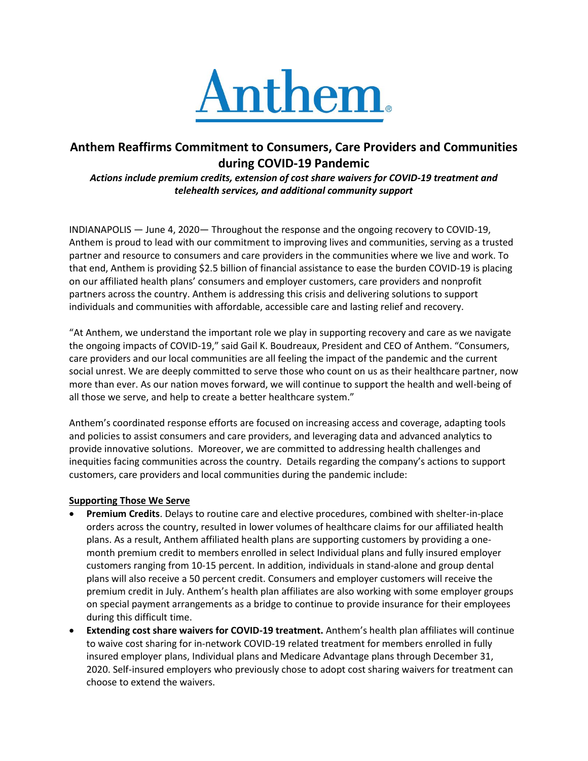# Anthem Reaffirms Commitment to Consumers, Care Providers and Communities during COVID-19 Pandemic

***Actions include premium credits, extension of cost share waivers for COVID-19 treatment and telehealth services, and additional community support***

INDIANAPOLIS — June 4, 2020— Throughout the response and the ongoing recovery to COVID-19, Anthem is proud to lead with our commitment to improving lives and communities, serving as a trusted partner and resource to consumers and care providers in the communities where we live and work. To that end, Anthem is providing $2.5 billion of financial assistance to ease the burden COVID-19 is placing on our affiliated health plans' consumers and employer customers, care providers and nonprofit partners across the country. Anthem is addressing this crisis and delivering solutions to support individuals and communities with affordable, accessible care and lasting relief and recovery.

"At Anthem, we understand the important role we play in supporting recovery and care as we navigate the ongoing impacts of COVID-19," said Gail K. Boudreaux, President and CEO of Anthem. "Consumers, care providers and our local communities are all feeling the impact of the pandemic and the current social unrest. We are deeply committed to serve those who count on us as their healthcare partner, now more than ever. As our nation moves forward, we will continue to support the health and well-being of all those we serve, and help to create a better healthcare system."

Anthem's coordinated response efforts are focused on increasing access and coverage, adapting tools and policies to assist consumers and care providers, and leveraging data and advanced analytics to provide innovative solutions. Moreover, we are committed to addressing health challenges and inequities facing communities across the country. Details regarding the company's actions to support customers, care providers and local communities during the pandemic include:

**Supporting Those We Serve**

- **Premium Credits**. Delays to routine care and elective procedures, combined with shelter-in-place orders across the country, resulted in lower volumes of healthcare claims for our affiliated health plans. As a result, Anthem affiliated health plans are supporting customers by providing a one-month premium credit to members enrolled in select Individual plans and fully insured employer customers ranging from 10-15 percent. In addition, individuals in stand-alone and group dental plans will also receive a 50 percent credit. Consumers and employer customers will receive the premium credit in July. Anthem's health plan affiliates are also working with some employer groups on special payment arrangements as a bridge to continue to provide insurance for their employees during this difficult time.
- **Extending cost share waivers for COVID-19 treatment.** Anthem's health plan affiliates will continue to waive cost sharing for in-network COVID-19 related treatment for members enrolled in fully insured employer plans, Individual plans and Medicare Advantage plans through December 31, 2020. Self-insured employers who previously chose to adopt cost sharing waivers for treatment can choose to extend the waivers.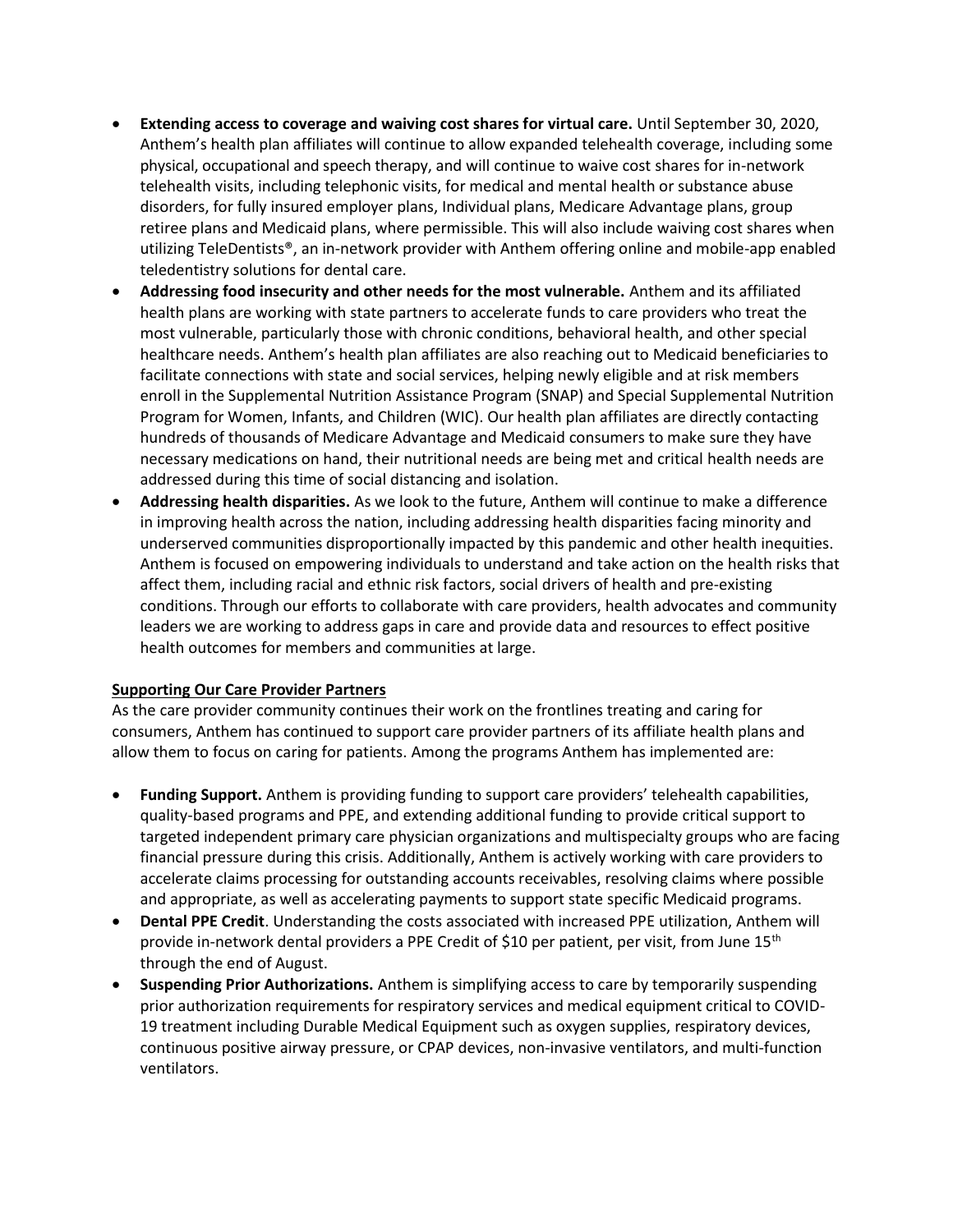- **Extending access to coverage and waiving cost shares for virtual care.** Until September 30, 2020, Anthem's health plan affiliates will continue to allow expanded telehealth coverage, including some physical, occupational and speech therapy, and will continue to waive cost shares for in-network telehealth visits, including telephonic visits, for medical and mental health or substance abuse disorders, for fully insured employer plans, Individual plans, Medicare Advantage plans, group retiree plans and Medicaid plans, where permissible. This will also include waiving cost shares when utilizing TeleDentists®, an in-network provider with Anthem offering online and mobile-app enabled teledentistry solutions for dental care.
- **Addressing food insecurity and other needs for the most vulnerable.** Anthem and its affiliated health plans are working with state partners to accelerate funds to care providers who treat the most vulnerable, particularly those with chronic conditions, behavioral health, and other special healthcare needs. Anthem's health plan affiliates are also reaching out to Medicaid beneficiaries to facilitate connections with state and social services, helping newly eligible and at risk members enroll in the Supplemental Nutrition Assistance Program (SNAP) and Special Supplemental Nutrition Program for Women, Infants, and Children (WIC). Our health plan affiliates are directly contacting hundreds of thousands of Medicare Advantage and Medicaid consumers to make sure they have necessary medications on hand, their nutritional needs are being met and critical health needs are addressed during this time of social distancing and isolation.
- **Addressing health disparities.** As we look to the future, Anthem will continue to make a difference in improving health across the nation, including addressing health disparities facing minority and underserved communities disproportionally impacted by this pandemic and other health inequities. Anthem is focused on empowering individuals to understand and take action on the health risks that affect them, including racial and ethnic risk factors, social drivers of health and pre-existing conditions. Through our efforts to collaborate with care providers, health advocates and community leaders we are working to address gaps in care and provide data and resources to effect positive health outcomes for members and communities at large.

## Supporting Our Care Provider Partners

As the care provider community continues their work on the frontlines treating and caring for consumers, Anthem has continued to support care provider partners of its affiliate health plans and allow them to focus on caring for patients. Among the programs Anthem has implemented are:

- **Funding Support.** Anthem is providing funding to support care providers' telehealth capabilities, quality-based programs and PPE, and extending additional funding to provide critical support to targeted independent primary care physician organizations and multispecialty groups who are facing financial pressure during this crisis. Additionally, Anthem is actively working with care providers to accelerate claims processing for outstanding accounts receivables, resolving claims where possible and appropriate, as well as accelerating payments to support state specific Medicaid programs.
- **Dental PPE Credit**. Understanding the costs associated with increased PPE utilization, Anthem will provide in-network dental providers a PPE Credit of $10 per patient, per visit, from June 15th through the end of August.
- **Suspending Prior Authorizations.** Anthem is simplifying access to care by temporarily suspending prior authorization requirements for respiratory services and medical equipment critical to COVID-19 treatment including Durable Medical Equipment such as oxygen supplies, respiratory devices, continuous positive airway pressure, or CPAP devices, non-invasive ventilators, and multi-function ventilators.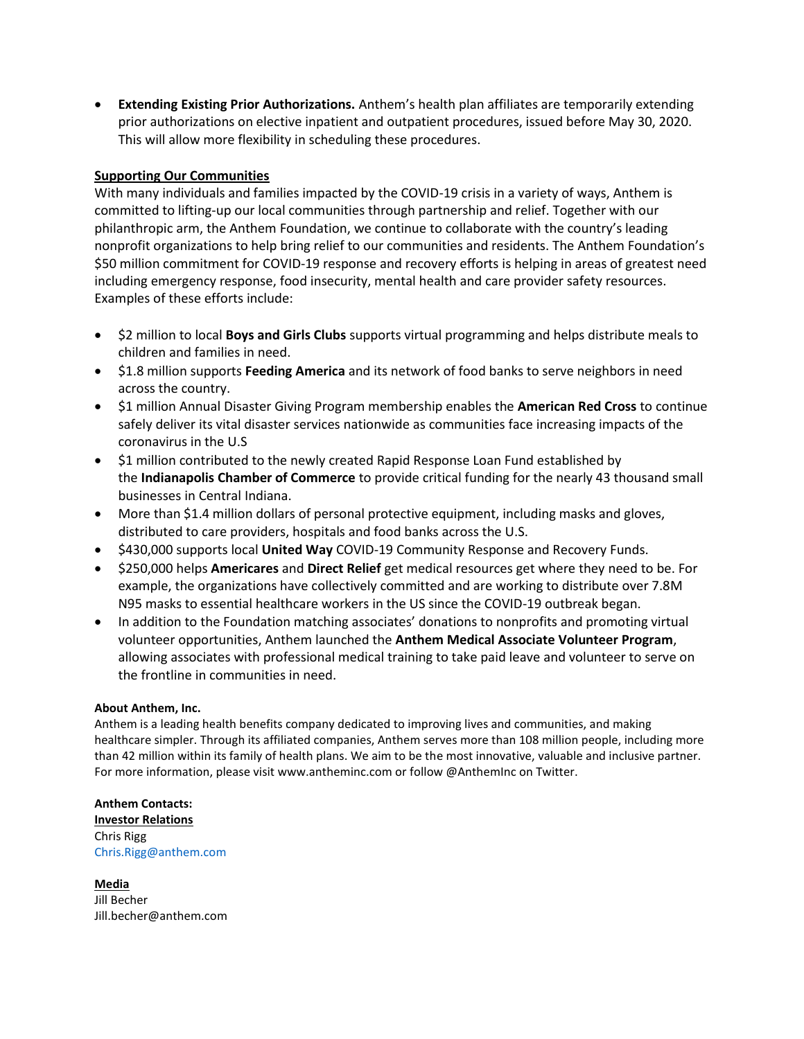- **Extending Existing Prior Authorizations.** Anthem's health plan affiliates are temporarily extending prior authorizations on elective inpatient and outpatient procedures, issued before May 30, 2020. This will allow more flexibility in scheduling these procedures.

**Supporting Our Communities**

With many individuals and families impacted by the COVID-19 crisis in a variety of ways, Anthem is committed to lifting-up our local communities through partnership and relief. Together with our philanthropic arm, the Anthem Foundation, we continue to collaborate with the country's leading nonprofit organizations to help bring relief to our communities and residents. The Anthem Foundation's $50 million commitment for COVID-19 response and recovery efforts is helping in areas of greatest need including emergency response, food insecurity, mental health and care provider safety resources. Examples of these efforts include:

- $2 million to local **Boys and Girls Clubs** supports virtual programming and helps distribute meals to children and families in need.
- $1.8 million supports **Feeding America** and its network of food banks to serve neighbors in need across the country.
- $1 million Annual Disaster Giving Program membership enables the **American Red Cross** to continue safely deliver its vital disaster services nationwide as communities face increasing impacts of the coronavirus in the U.S
- $1 million contributed to the newly created Rapid Response Loan Fund established by the **Indianapolis Chamber of Commerce** to provide critical funding for the nearly 43 thousand small businesses in Central Indiana.
- More than $1.4 million dollars of personal protective equipment, including masks and gloves, distributed to care providers, hospitals and food banks across the U.S.
- $430,000 supports local **United Way** COVID-19 Community Response and Recovery Funds.
- $250,000 helps **Americares** and **Direct Relief** get medical resources get where they need to be. For example, the organizations have collectively committed and are working to distribute over 7.8M N95 masks to essential healthcare workers in the US since the COVID-19 outbreak began.
- In addition to the Foundation matching associates' donations to nonprofits and promoting virtual volunteer opportunities, Anthem launched the **Anthem Medical Associate Volunteer Program**, allowing associates with professional medical training to take paid leave and volunteer to serve on the frontline in communities in need.

**About Anthem, Inc.**

Anthem is a leading health benefits company dedicated to improving lives and communities, and making healthcare simpler. Through its affiliated companies, Anthem serves more than 108 million people, including more than 42 million within its family of health plans. We aim to be the most innovative, valuable and inclusive partner. For more information, please visit www.antheminc.com or follow @AnthemInc on Twitter.

**Anthem Contacts:**

**Investor Relations**

Chris Rigg
Chris.Rigg@anthem.com

**Media**

Jill Becher
Jill.becher@anthem.com